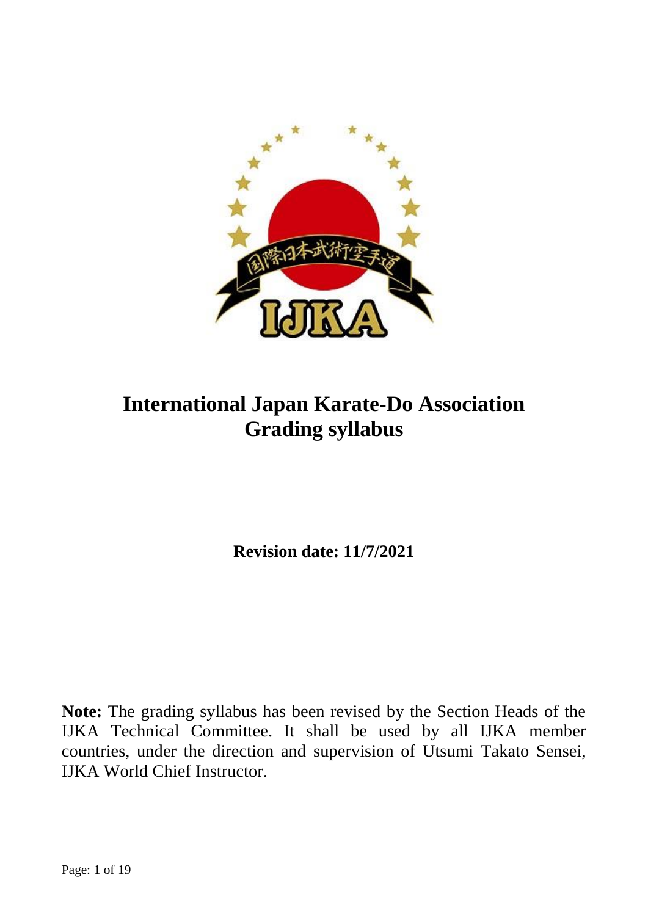# International Japan Karate-Do Association
# Grading syllabus

**Revision date: 11/7/2021**

**Note:** The grading syllabus has been revised by the Section Heads of the IJKA Technical Committee. It shall be used by all IJKA member countries, under the direction and supervision of Utsumi Takato Sensei, IJKA World Chief Instructor.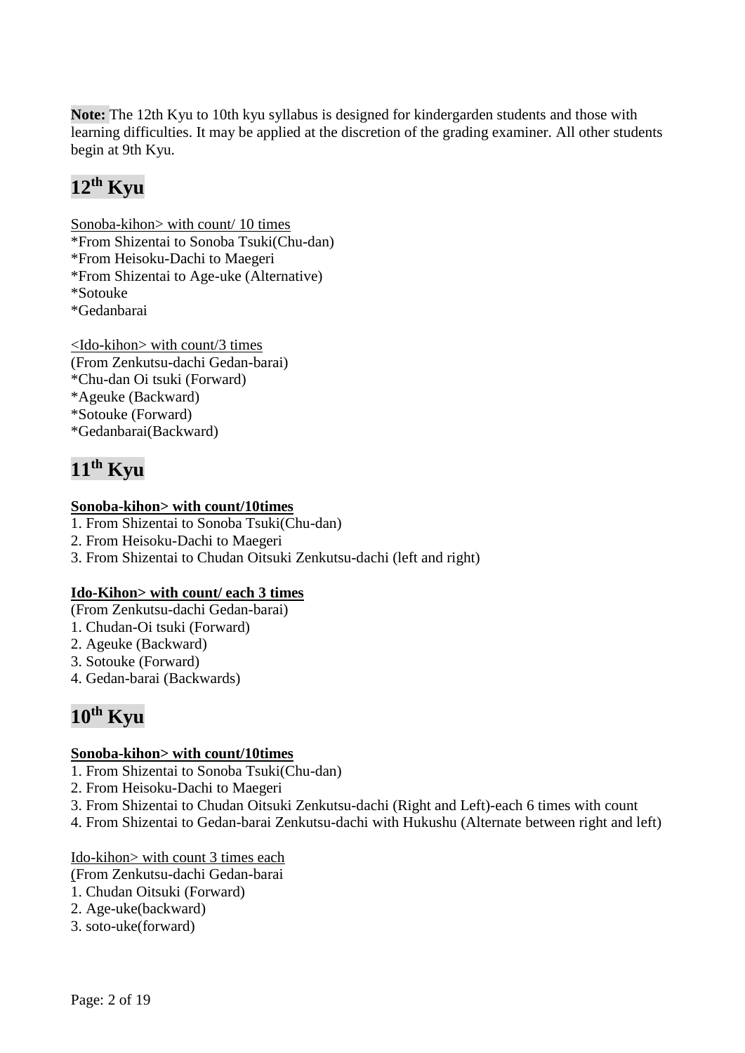**Note:** The 12th Kyu to 10th kyu syllabus is designed for kindergarden students and those with learning difficulties. It may be applied at the discretion of the grading examiner. All other students begin at 9th Kyu.

## 12th Kyu

Sonoba-kihon> with count/ 10 times
*From Shizentai to Sonoba Tsuki(Chu-dan)
*From Heisoku-Dachi to Maegeri
*From Shizentai to Age-uke (Alternative)
*Sotouke
*Gedanbarai

<Ido-kihon> with count/3 times
(From Zenkutsu-dachi Gedan-barai)
*Chu-dan Oi tsuki (Forward)
*Ageuke (Backward)
*Sotouke (Forward)
*Gedanbarai(Backward)

## 11th Kyu

**Sonoba-kihon> with count/10times**

1. From Shizentai to Sonoba Tsuki(Chu-dan)
2. From Heisoku-Dachi to Maegeri
3. From Shizentai to Chudan Oitsuki Zenkutsu-dachi (left and right)

**Ido-Kihon> with count/ each 3 times**

(From Zenkutsu-dachi Gedan-barai)

1. Chudan-Oi tsuki (Forward)
2. Ageuke (Backward)
3. Sotouke (Forward)
4. Gedan-barai (Backwards)

## 10th Kyu

**Sonoba-kihon> with count/10times**

1. From Shizentai to Sonoba Tsuki(Chu-dan)
2. From Heisoku-Dachi to Maegeri
3. From Shizentai to Chudan Oitsuki Zenkutsu-dachi (Right and Left)-each 6 times with count
4. From Shizentai to Gedan-barai Zenkutsu-dachi with Hukushu (Alternate between right and left)

Ido-kihon> with count 3 times each
(From Zenkutsu-dachi Gedan-barai

1. Chudan Oitsuki (Forward)
2. Age-uke(backward)
3. soto-uke(forward)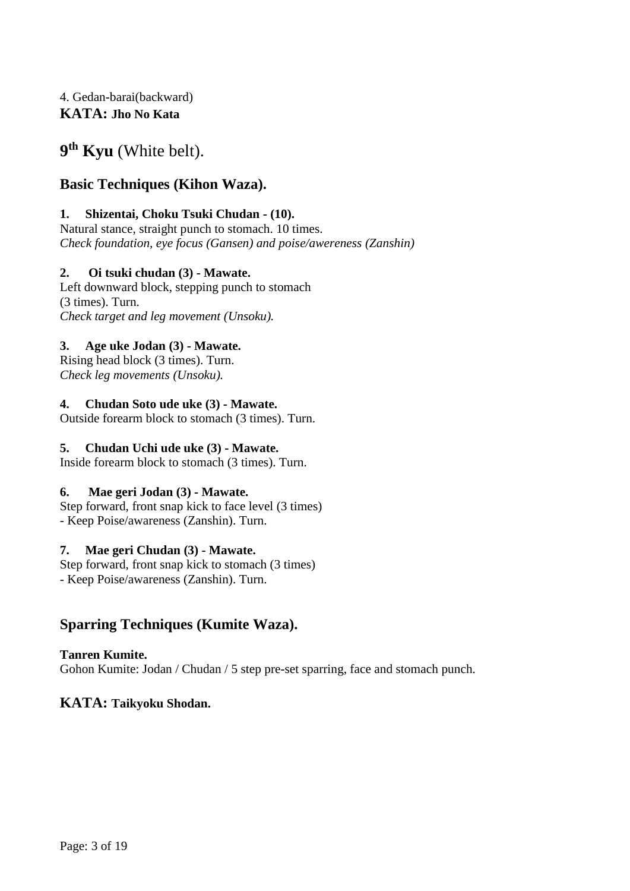4. Gedan-barai(backward)

**KATA: Jho No Kata**

# 9th Kyu (White belt).

## Basic Techniques (Kihon Waza).

**1. Shizentai, Choku Tsuki Chudan - (10).**
Natural stance, straight punch to stomach. 10 times.
*Check foundation, eye focus (Gansen) and poise/awereness (Zanshin)*

**2. Oi tsuki chudan (3) - Mawate.**
Left downward block, stepping punch to stomach
(3 times). Turn.
*Check target and leg movement (Unsoku).*

**3. Age uke Jodan (3) - Mawate.**
Rising head block (3 times). Turn.
*Check leg movements (Unsoku).*

**4. Chudan Soto ude uke (3) - Mawate.**
Outside forearm block to stomach (3 times). Turn.

**5. Chudan Uchi ude uke (3) - Mawate.**
Inside forearm block to stomach (3 times). Turn.

**6. Mae geri Jodan (3) - Mawate.**
Step forward, front snap kick to face level (3 times)
- Keep Poise/awareness (Zanshin). Turn.

**7. Mae geri Chudan (3) - Mawate.**
Step forward, front snap kick to stomach (3 times)
- Keep Poise/awareness (Zanshin). Turn.

## Sparring Techniques (Kumite Waza).

**Tanren Kumite.**
Gohon Kumite: Jodan / Chudan / 5 step pre-set sparring, face and stomach punch.

**KATA: Taikyoku Shodan.**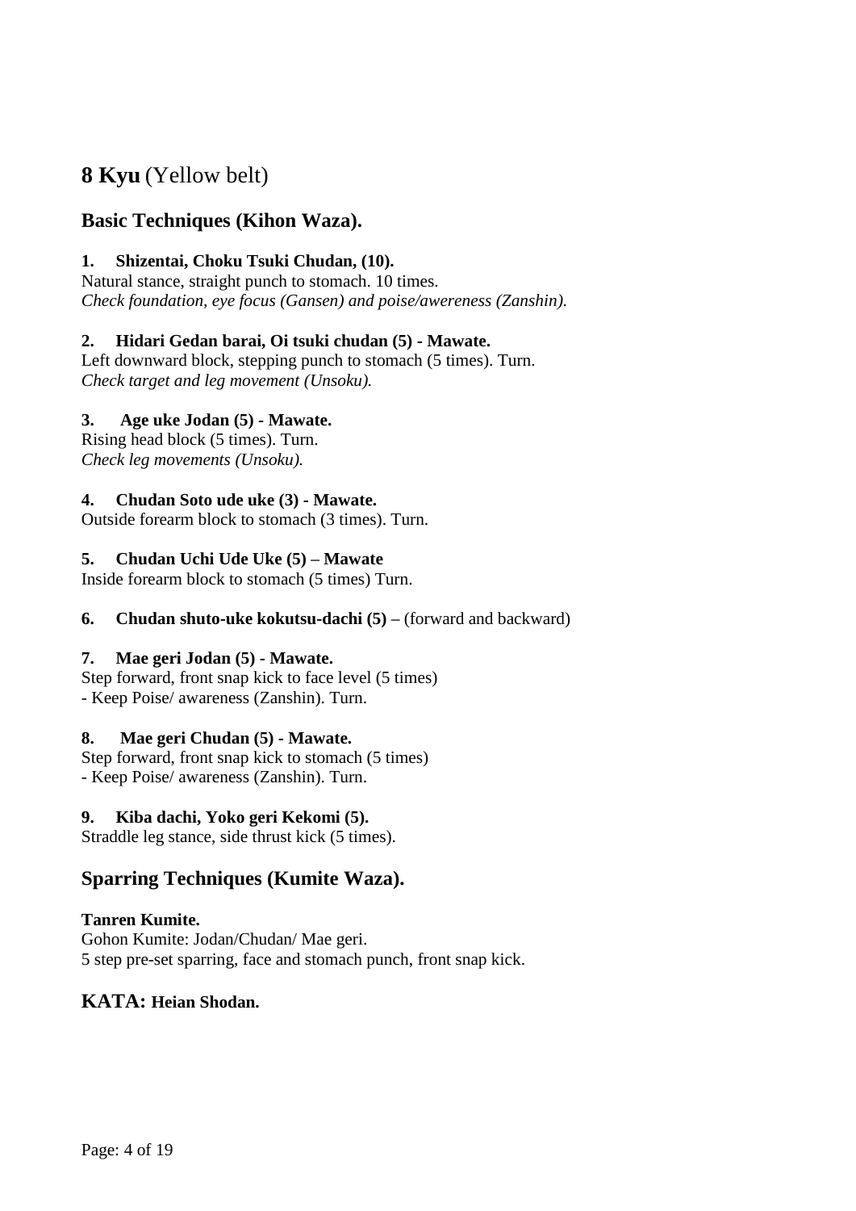## **8 Kyu** (Yellow belt)

### Basic Techniques (Kihon Waza).

**1. Shizentai, Choku Tsuki Chudan, (10).**
Natural stance, straight punch to stomach. 10 times.
*Check foundation, eye focus (Gansen) and poise/awereness (Zanshin).*

**2. Hidari Gedan barai, Oi tsuki chudan (5) - Mawate.**
Left downward block, stepping punch to stomach (5 times). Turn.
*Check target and leg movement (Unsoku).*

**3. Age uke Jodan (5) - Mawate.**
Rising head block (5 times). Turn.
*Check leg movements (Unsoku).*

**4. Chudan Soto ude uke (3) - Mawate.**
Outside forearm block to stomach (3 times). Turn.

**5. Chudan Uchi Ude Uke (5) – Mawate**
Inside forearm block to stomach (5 times) Turn.

**6. Chudan shuto-uke kokutsu-dachi (5) –** (forward and backward)

**7. Mae geri Jodan (5) - Mawate.**
Step forward, front snap kick to face level (5 times)
- Keep Poise/ awareness (Zanshin). Turn.

**8. Mae geri Chudan (5) - Mawate.**
Step forward, front snap kick to stomach (5 times)
- Keep Poise/ awareness (Zanshin). Turn.

**9. Kiba dachi, Yoko geri Kekomi (5).**
Straddle leg stance, side thrust kick (5 times).

### Sparring Techniques (Kumite Waza).

**Tanren Kumite.**
Gohon Kumite: Jodan/Chudan/ Mae geri.
5 step pre-set sparring, face and stomach punch, front snap kick.

### KATA: **Heian Shodan.**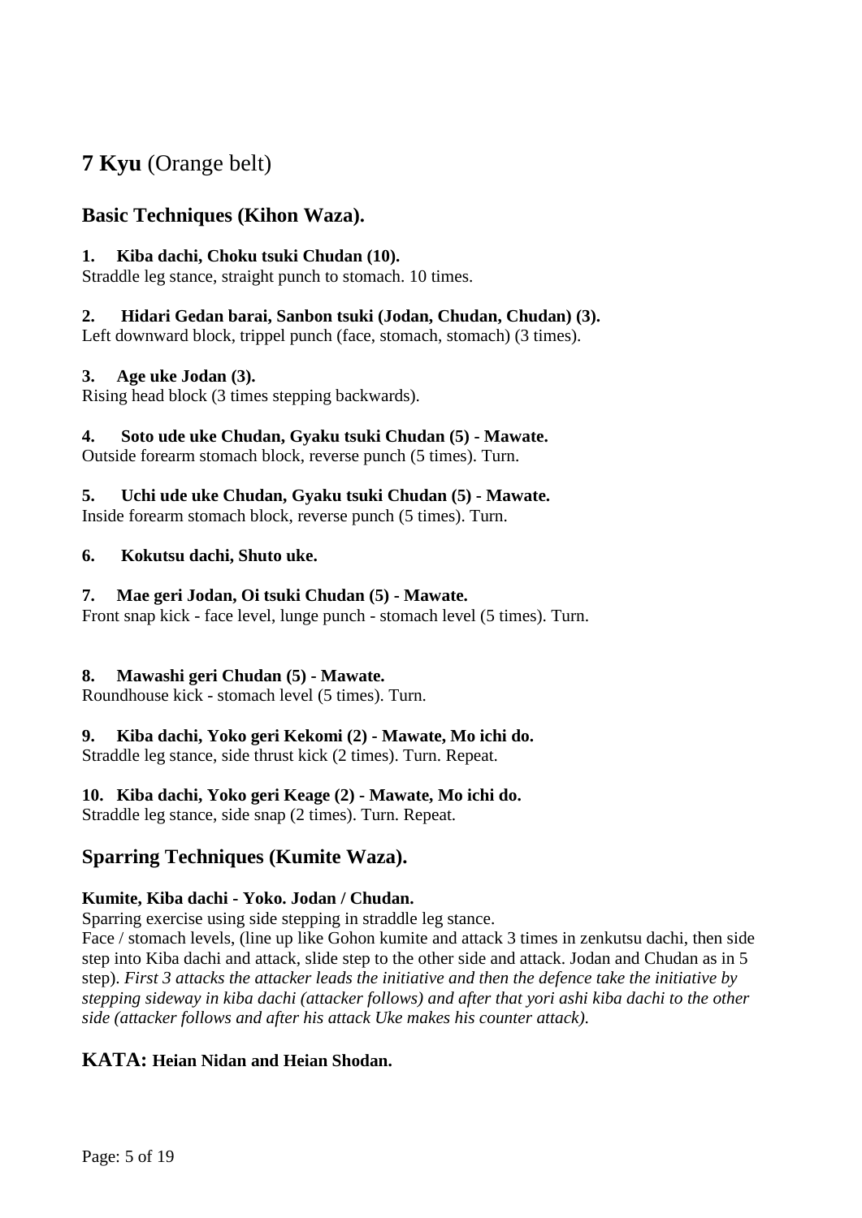## **7 Kyu** (Orange belt)

### Basic Techniques (Kihon Waza).

**1. Kiba dachi, Choku tsuki Chudan (10).**
Straddle leg stance, straight punch to stomach. 10 times.

**2. Hidari Gedan barai, Sanbon tsuki (Jodan, Chudan, Chudan) (3).**
Left downward block, trippel punch (face, stomach, stomach) (3 times).

**3. Age uke Jodan (3).**
Rising head block (3 times stepping backwards).

**4. Soto ude uke Chudan, Gyaku tsuki Chudan (5) - Mawate.**
Outside forearm stomach block, reverse punch (5 times). Turn.

**5. Uchi ude uke Chudan, Gyaku tsuki Chudan (5) - Mawate.**
Inside forearm stomach block, reverse punch (5 times). Turn.

**6. Kokutsu dachi, Shuto uke.**

**7. Mae geri Jodan, Oi tsuki Chudan (5) - Mawate.**
Front snap kick - face level, lunge punch - stomach level (5 times). Turn.

**8. Mawashi geri Chudan (5) - Mawate.**
Roundhouse kick - stomach level (5 times). Turn.

**9. Kiba dachi, Yoko geri Kekomi (2) - Mawate, Mo ichi do.**
Straddle leg stance, side thrust kick (2 times). Turn. Repeat.

**10. Kiba dachi, Yoko geri Keage (2) - Mawate, Mo ichi do.**
Straddle leg stance, side snap (2 times). Turn. Repeat.

### Sparring Techniques (Kumite Waza).

**Kumite, Kiba dachi - Yoko. Jodan / Chudan.**
Sparring exercise using side stepping in straddle leg stance.
Face / stomach levels, (line up like Gohon kumite and attack 3 times in zenkutsu dachi, then side step into Kiba dachi and attack, slide step to the other side and attack. Jodan and Chudan as in 5 step). *First 3 attacks the attacker leads the initiative and then the defence take the initiative by stepping sideway in kiba dachi (attacker follows) and after that yori ashi kiba dachi to the other side (attacker follows and after his attack Uke makes his counter attack).*

### KATA: Heian Nidan and Heian Shodan.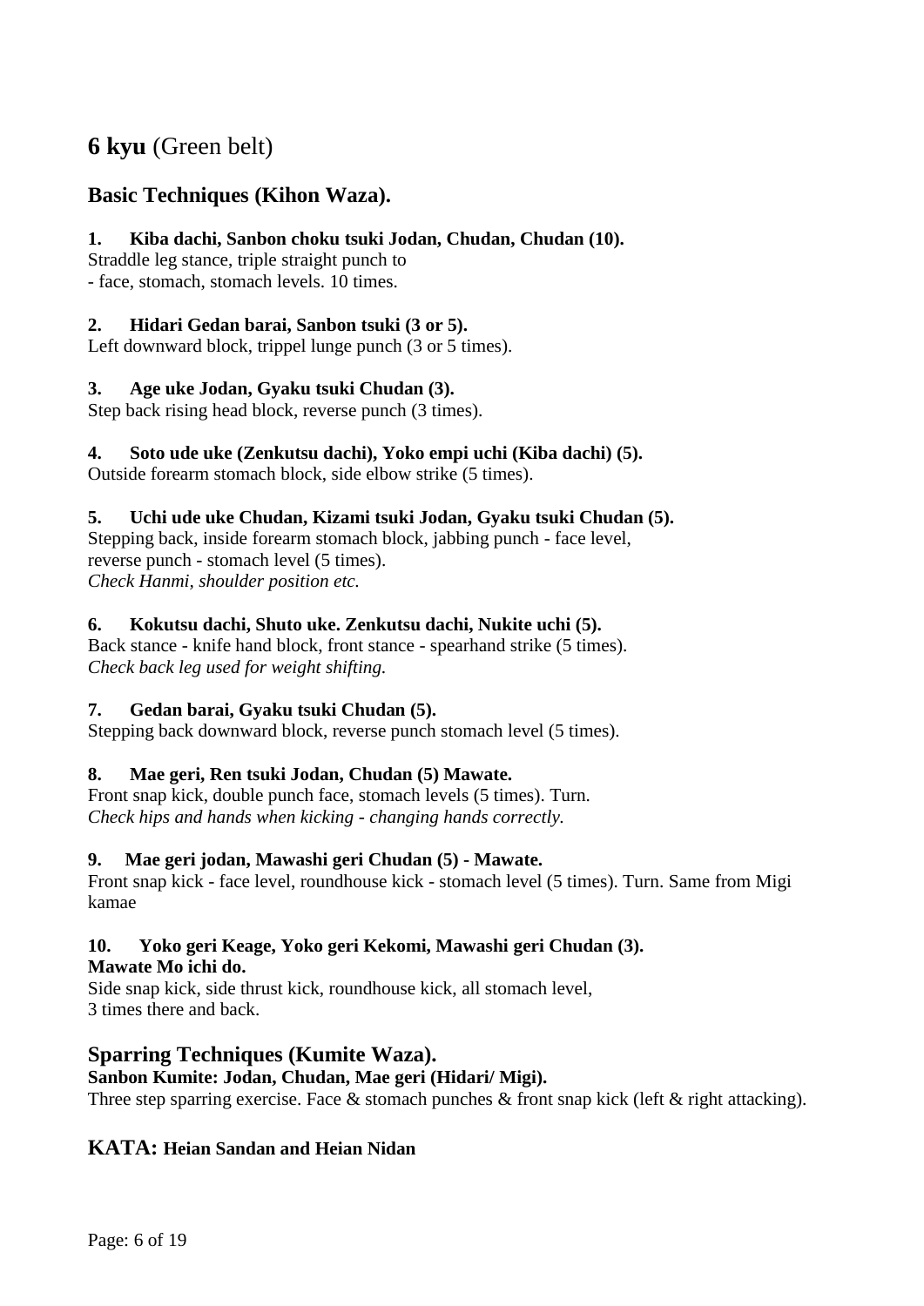## **6 kyu** (Green belt)

### Basic Techniques (Kihon Waza).

**1. Kiba dachi, Sanbon choku tsuki Jodan, Chudan, Chudan (10).**
Straddle leg stance, triple straight punch to
- face, stomach, stomach levels. 10 times.

**2. Hidari Gedan barai, Sanbon tsuki (3 or 5).**
Left downward block, trippel lunge punch (3 or 5 times).

**3. Age uke Jodan, Gyaku tsuki Chudan (3).**
Step back rising head block, reverse punch (3 times).

**4. Soto ude uke (Zenkutsu dachi), Yoko empi uchi (Kiba dachi) (5).**
Outside forearm stomach block, side elbow strike (5 times).

**5. Uchi ude uke Chudan, Kizami tsuki Jodan, Gyaku tsuki Chudan (5).**
Stepping back, inside forearm stomach block, jabbing punch - face level,
reverse punch - stomach level (5 times).
*Check Hanmi, shoulder position etc.*

**6. Kokutsu dachi, Shuto uke. Zenkutsu dachi, Nukite uchi (5).**
Back stance - knife hand block, front stance - spearhand strike (5 times).
*Check back leg used for weight shifting.*

**7. Gedan barai, Gyaku tsuki Chudan (5).**
Stepping back downward block, reverse punch stomach level (5 times).

**8. Mae geri, Ren tsuki Jodan, Chudan (5) Mawate.**
Front snap kick, double punch face, stomach levels (5 times). Turn.
*Check hips and hands when kicking - changing hands correctly.*

**9. Mae geri jodan, Mawashi geri Chudan (5) - Mawate.**
Front snap kick - face level, roundhouse kick - stomach level (5 times). Turn. Same from Migi kamae

**10. Yoko geri Keage, Yoko geri Kekomi, Mawashi geri Chudan (3).
Mawate Mo ichi do.**
Side snap kick, side thrust kick, roundhouse kick, all stomach level,
3 times there and back.

### Sparring Techniques (Kumite Waza).

**Sanbon Kumite: Jodan, Chudan, Mae geri (Hidari/ Migi).**
Three step sparring exercise. Face & stomach punches & front snap kick (left & right attacking).

### KATA: Heian Sandan and Heian Nidan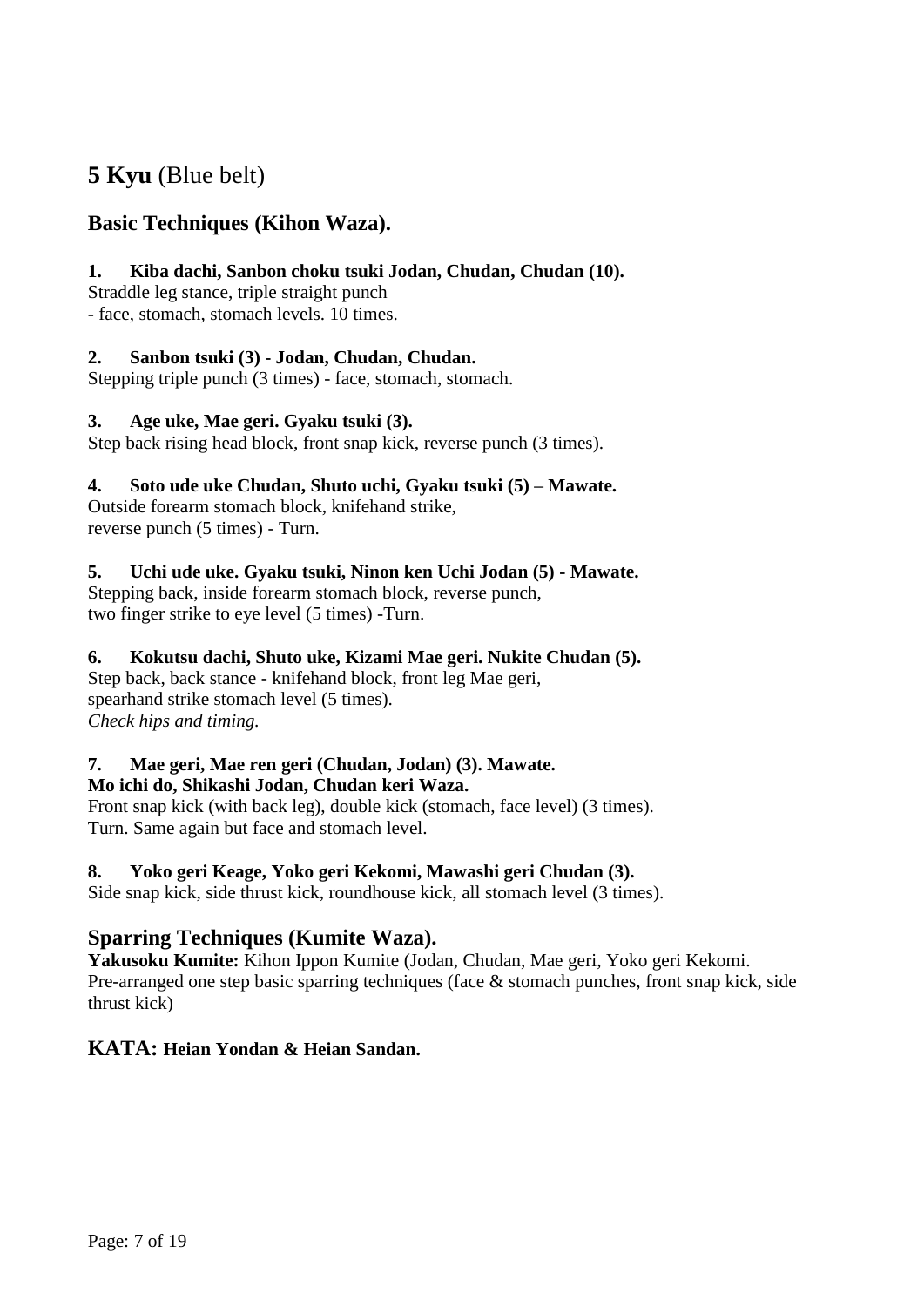## **5 Kyu** (Blue belt)

### Basic Techniques (Kihon Waza).

**1. Kiba dachi, Sanbon choku tsuki Jodan, Chudan, Chudan (10).**
Straddle leg stance, triple straight punch
- face, stomach, stomach levels. 10 times.

**2. Sanbon tsuki (3) - Jodan, Chudan, Chudan.**
Stepping triple punch (3 times) - face, stomach, stomach.

**3. Age uke, Mae geri. Gyaku tsuki (3).**
Step back rising head block, front snap kick, reverse punch (3 times).

**4. Soto ude uke Chudan, Shuto uchi, Gyaku tsuki (5) – Mawate.**
Outside forearm stomach block, knifehand strike,
reverse punch (5 times) - Turn.

**5. Uchi ude uke. Gyaku tsuki, Ninon ken Uchi Jodan (5) - Mawate.**
Stepping back, inside forearm stomach block, reverse punch,
two finger strike to eye level (5 times) -Turn.

**6. Kokutsu dachi, Shuto uke, Kizami Mae geri. Nukite Chudan (5).**
Step back, back stance - knifehand block, front leg Mae geri,
spearhand strike stomach level (5 times).
*Check hips and timing.*

**7. Mae geri, Mae ren geri (Chudan, Jodan) (3). Mawate.**
**Mo ichi do, Shikashi Jodan, Chudan keri Waza.**
Front snap kick (with back leg), double kick (stomach, face level) (3 times).
Turn. Same again but face and stomach level.

**8. Yoko geri Keage, Yoko geri Kekomi, Mawashi geri Chudan (3).**
Side snap kick, side thrust kick, roundhouse kick, all stomach level (3 times).

### Sparring Techniques (Kumite Waza).

**Yakusoku Kumite:** Kihon Ippon Kumite (Jodan, Chudan, Mae geri, Yoko geri Kekomi.
Pre-arranged one step basic sparring techniques (face & stomach punches, front snap kick, side thrust kick)

### KATA: Heian Yondan & Heian Sandan.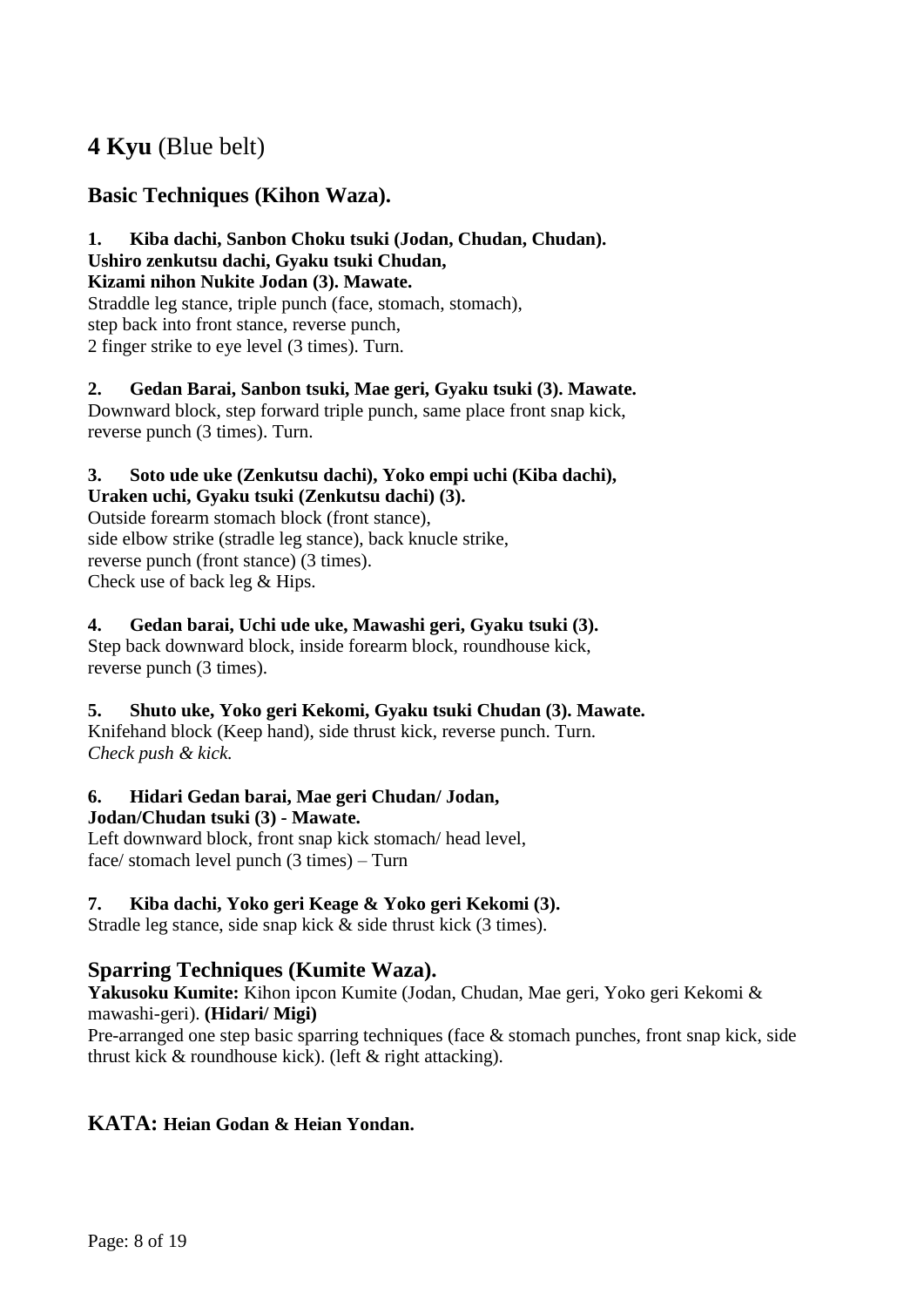# **4 Kyu** (Blue belt)

## Basic Techniques (Kihon Waza).

**1. Kiba dachi, Sanbon Choku tsuki (Jodan, Chudan, Chudan).**
**Ushiro zenkutsu dachi, Gyaku tsuki Chudan,**
**Kizami nihon Nukite Jodan (3). Mawate.**
Straddle leg stance, triple punch (face, stomach, stomach),
step back into front stance, reverse punch,
2 finger strike to eye level (3 times). Turn.

**2. Gedan Barai, Sanbon tsuki, Mae geri, Gyaku tsuki (3). Mawate.**
Downward block, step forward triple punch, same place front snap kick,
reverse punch (3 times). Turn.

**3. Soto ude uke (Zenkutsu dachi), Yoko empi uchi (Kiba dachi),**
**Uraken uchi, Gyaku tsuki (Zenkutsu dachi) (3).**
Outside forearm stomach block (front stance),
side elbow strike (stradle leg stance), back knucle strike,
reverse punch (front stance) (3 times).
Check use of back leg & Hips.

**4. Gedan barai, Uchi ude uke, Mawashi geri, Gyaku tsuki (3).**
Step back downward block, inside forearm block, roundhouse kick,
reverse punch (3 times).

**5. Shuto uke, Yoko geri Kekomi, Gyaku tsuki Chudan (3). Mawate.**
Knifehand block (Keep hand), side thrust kick, reverse punch. Turn.
*Check push & kick.*

**6. Hidari Gedan barai, Mae geri Chudan/ Jodan,**
**Jodan/Chudan tsuki (3) - Mawate.**
Left downward block, front snap kick stomach/ head level,
face/ stomach level punch (3 times) – Turn

**7. Kiba dachi, Yoko geri Keage & Yoko geri Kekomi (3).**
Stradle leg stance, side snap kick & side thrust kick (3 times).

## Sparring Techniques (Kumite Waza).

**Yakusoku Kumite:** Kihon ipcon Kumite (Jodan, Chudan, Mae geri, Yoko geri Kekomi & mawashi-geri). **(Hidari/ Migi)**
Pre-arranged one step basic sparring techniques (face & stomach punches, front snap kick, side thrust kick & roundhouse kick). (left & right attacking).

## KATA: Heian Godan & Heian Yondan.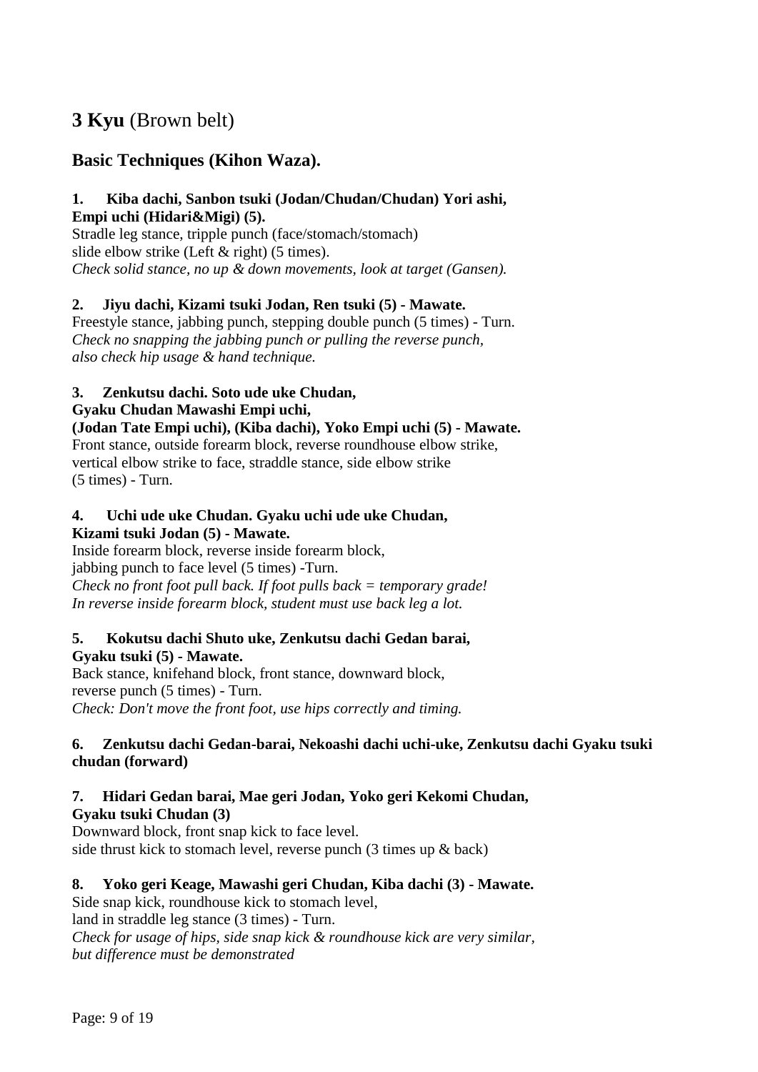# **3 Kyu** (Brown belt)

## Basic Techniques (Kihon Waza).

**1. Kiba dachi, Sanbon tsuki (Jodan/Chudan/Chudan) Yori ashi, Empi uchi (Hidari&Migi) (5).**
Stradle leg stance, tripple punch (face/stomach/stomach)
slide elbow strike (Left & right) (5 times).
*Check solid stance, no up & down movements, look at target (Gansen).*

**2. Jiyu dachi, Kizami tsuki Jodan, Ren tsuki (5) - Mawate.**
Freestyle stance, jabbing punch, stepping double punch (5 times) - Turn.
*Check no snapping the jabbing punch or pulling the reverse punch, also check hip usage & hand technique.*

**3. Zenkutsu dachi. Soto ude uke Chudan, Gyaku Chudan Mawashi Empi uchi, (Jodan Tate Empi uchi), (Kiba dachi), Yoko Empi uchi (5) - Mawate.**
Front stance, outside forearm block, reverse roundhouse elbow strike,
vertical elbow strike to face, straddle stance, side elbow strike
(5 times) - Turn.

**4. Uchi ude uke Chudan. Gyaku uchi ude uke Chudan, Kizami tsuki Jodan (5) - Mawate.**
Inside forearm block, reverse inside forearm block,
jabbing punch to face level (5 times) -Turn.
*Check no front foot pull back. If foot pulls back = temporary grade! In reverse inside forearm block, student must use back leg a lot.*

**5. Kokutsu dachi Shuto uke, Zenkutsu dachi Gedan barai, Gyaku tsuki (5) - Mawate.**
Back stance, knifehand block, front stance, downward block,
reverse punch (5 times) - Turn.
*Check: Don't move the front foot, use hips correctly and timing.*

**6. Zenkutsu dachi Gedan-barai, Nekoashi dachi uchi-uke, Zenkutsu dachi Gyaku tsuki chudan (forward)**

**7. Hidari Gedan barai, Mae geri Jodan, Yoko geri Kekomi Chudan, Gyaku tsuki Chudan (3)**
Downward block, front snap kick to face level.
side thrust kick to stomach level, reverse punch (3 times up & back)

**8. Yoko geri Keage, Mawashi geri Chudan, Kiba dachi (3) - Mawate.**
Side snap kick, roundhouse kick to stomach level,
land in straddle leg stance (3 times) - Turn.
*Check for usage of hips, side snap kick & roundhouse kick are very similar, but difference must be demonstrated*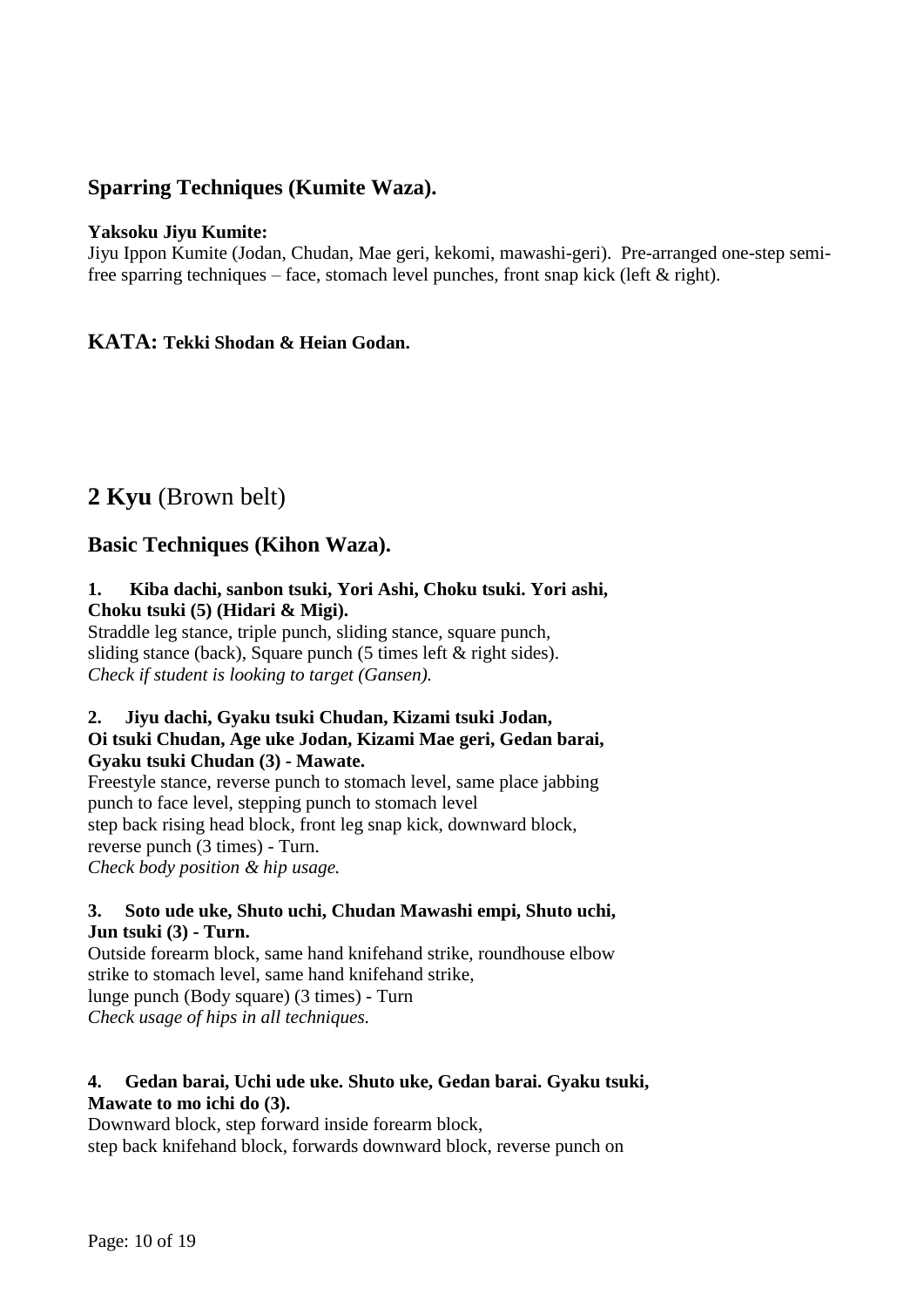## Sparring Techniques (Kumite Waza).

**Yaksoku Jiyu Kumite:**
Jiyu Ippon Kumite (Jodan, Chudan, Mae geri, kekomi, mawashi-geri). Pre-arranged one-step semi-free sparring techniques – face, stomach level punches, front snap kick (left & right).

**KATA: Tekki Shodan & Heian Godan.**

# **2 Kyu** (Brown belt)

## Basic Techniques (Kihon Waza).

**1. Kiba dachi, sanbon tsuki, Yori Ashi, Choku tsuki. Yori ashi, Choku tsuki (5) (Hidari & Migi).**
Straddle leg stance, triple punch, sliding stance, square punch, sliding stance (back), Square punch (5 times left & right sides).
*Check if student is looking to target (Gansen).*

**2. Jiyu dachi, Gyaku tsuki Chudan, Kizami tsuki Jodan, Oi tsuki Chudan, Age uke Jodan, Kizami Mae geri, Gedan barai, Gyaku tsuki Chudan (3) - Mawate.**
Freestyle stance, reverse punch to stomach level, same place jabbing punch to face level, stepping punch to stomach level step back rising head block, front leg snap kick, downward block, reverse punch (3 times) - Turn.
*Check body position & hip usage.*

**3. Soto ude uke, Shuto uchi, Chudan Mawashi empi, Shuto uchi, Jun tsuki (3) - Turn.**
Outside forearm block, same hand knifehand strike, roundhouse elbow strike to stomach level, same hand knifehand strike, lunge punch (Body square) (3 times) - Turn
*Check usage of hips in all techniques.*

**4. Gedan barai, Uchi ude uke. Shuto uke, Gedan barai. Gyaku tsuki, Mawate to mo ichi do (3).**
Downward block, step forward inside forearm block, step back knifehand block, forwards downward block, reverse punch on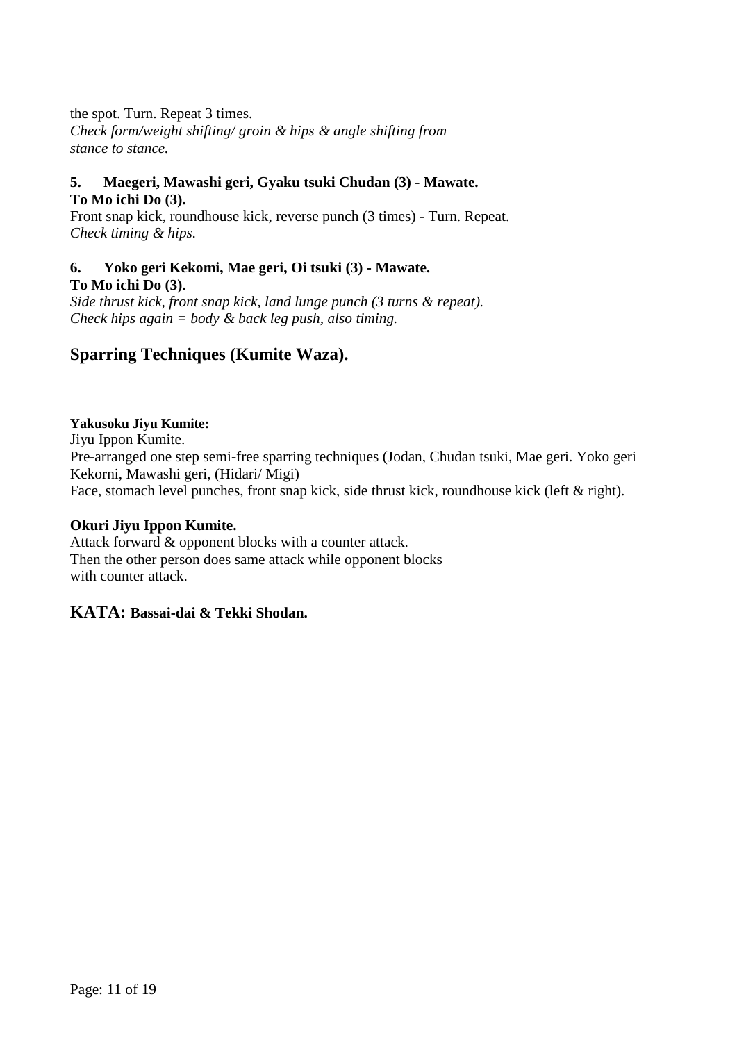the spot. Turn. Repeat 3 times.
*Check form/weight shifting/ groin & hips & angle shifting from stance to stance.*

**5. Maegeri, Mawashi geri, Gyaku tsuki Chudan (3) - Mawate.**
**To Mo ichi Do (3).**
Front snap kick, roundhouse kick, reverse punch (3 times) - Turn. Repeat.
*Check timing & hips.*

**6. Yoko geri Kekomi, Mae geri, Oi tsuki (3) - Mawate.**
**To Mo ichi Do (3).**
*Side thrust kick, front snap kick, land lunge punch (3 turns & repeat).*
*Check hips again = body & back leg push, also timing.*

## Sparring Techniques (Kumite Waza).

**Yakusoku Jiyu Kumite:**
Jiyu Ippon Kumite.
Pre-arranged one step semi-free sparring techniques (Jodan, Chudan tsuki, Mae geri. Yoko geri Kekorni, Mawashi geri, (Hidari/ Migi)
Face, stomach level punches, front snap kick, side thrust kick, roundhouse kick (left & right).

**Okuri Jiyu Ippon Kumite.**
Attack forward & opponent blocks with a counter attack.
Then the other person does same attack while opponent blocks with counter attack.

## KATA: Bassai-dai & Tekki Shodan.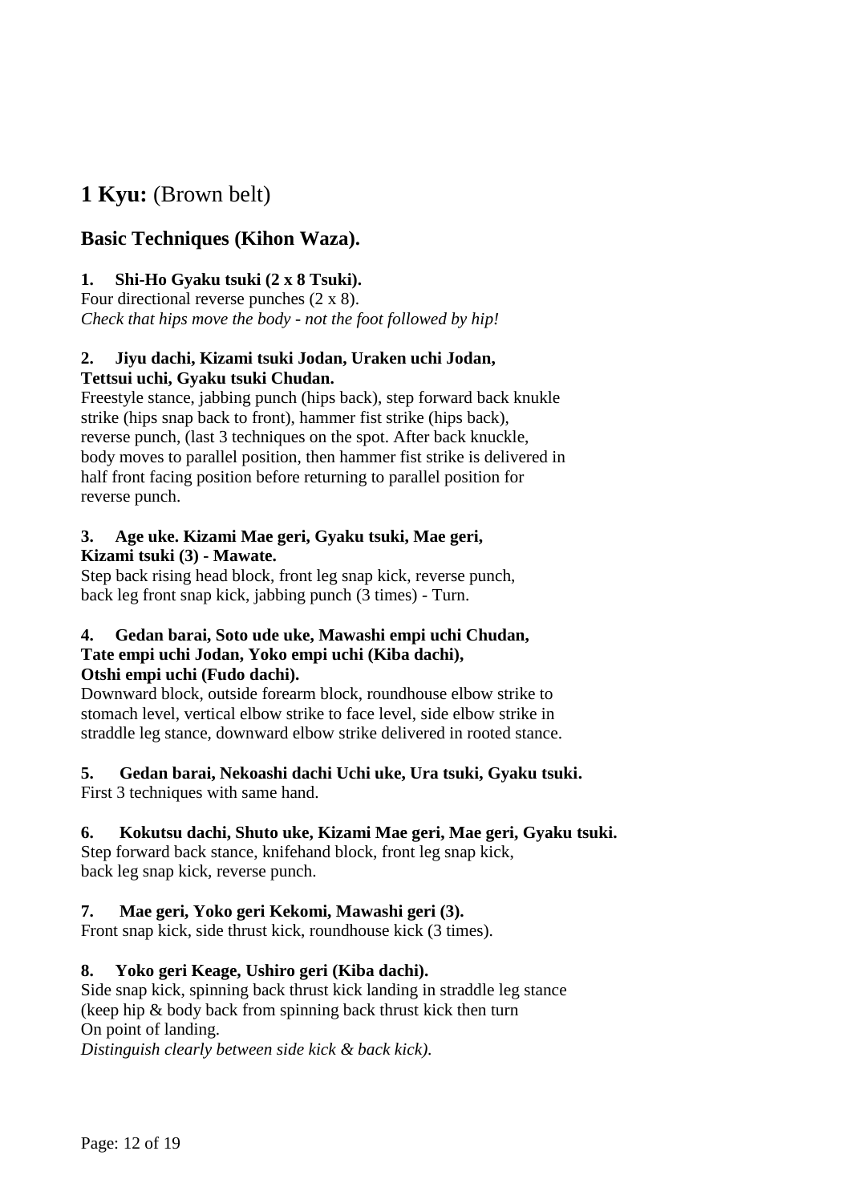# **1 Kyu:** (Brown belt)

## Basic Techniques (Kihon Waza).

**1. Shi-Ho Gyaku tsuki (2 x 8 Tsuki).**
Four directional reverse punches (2 x 8).
*Check that hips move the body - not the foot followed by hip!*

**2. Jiyu dachi, Kizami tsuki Jodan, Uraken uchi Jodan, Tettsui uchi, Gyaku tsuki Chudan.**
Freestyle stance, jabbing punch (hips back), step forward back knukle strike (hips snap back to front), hammer fist strike (hips back), reverse punch, (last 3 techniques on the spot. After back knuckle, body moves to parallel position, then hammer fist strike is delivered in half front facing position before returning to parallel position for reverse punch.

**3. Age uke. Kizami Mae geri, Gyaku tsuki, Mae geri, Kizami tsuki (3) - Mawate.**
Step back rising head block, front leg snap kick, reverse punch, back leg front snap kick, jabbing punch (3 times) - Turn.

**4. Gedan barai, Soto ude uke, Mawashi empi uchi Chudan, Tate empi uchi Jodan, Yoko empi uchi (Kiba dachi), Otshi empi uchi (Fudo dachi).**
Downward block, outside forearm block, roundhouse elbow strike to stomach level, vertical elbow strike to face level, side elbow strike in straddle leg stance, downward elbow strike delivered in rooted stance.

**5. Gedan barai, Nekoashi dachi Uchi uke, Ura tsuki, Gyaku tsuki.**
First 3 techniques with same hand.

**6. Kokutsu dachi, Shuto uke, Kizami Mae geri, Mae geri, Gyaku tsuki.**
Step forward back stance, knifehand block, front leg snap kick, back leg snap kick, reverse punch.

**7. Mae geri, Yoko geri Kekomi, Mawashi geri (3).**
Front snap kick, side thrust kick, roundhouse kick (3 times).

**8. Yoko geri Keage, Ushiro geri (Kiba dachi).**
Side snap kick, spinning back thrust kick landing in straddle leg stance (keep hip & body back from spinning back thrust kick then turn On point of landing.
*Distinguish clearly between side kick & back kick).*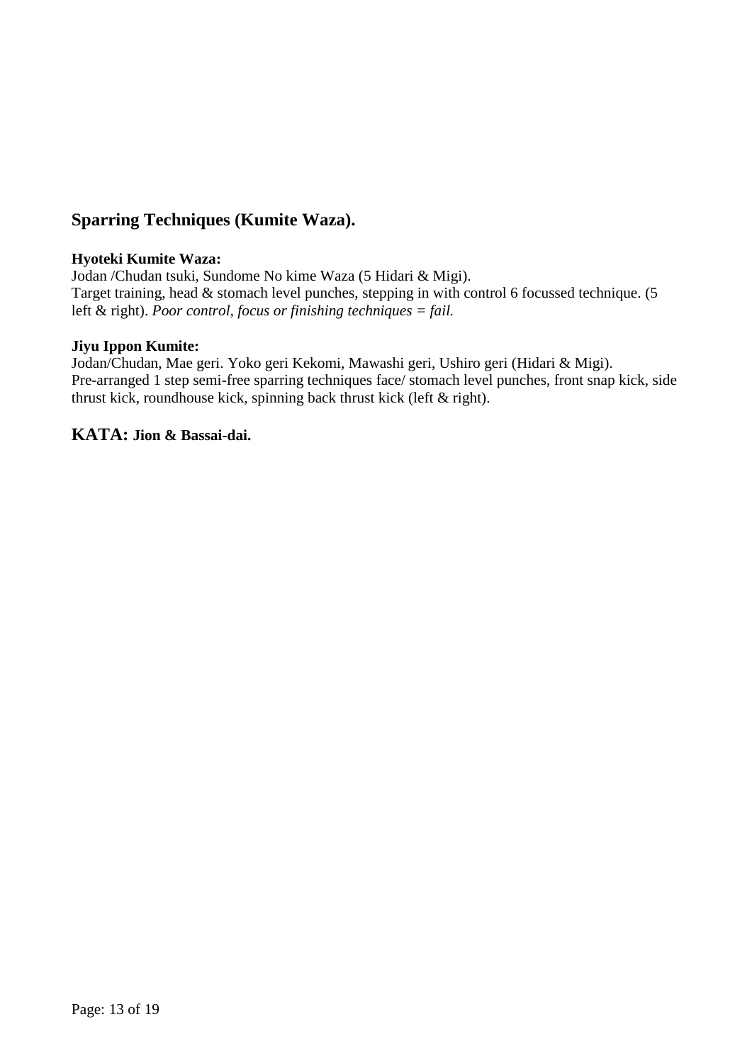## Sparring Techniques (Kumite Waza).

**Hyoteki Kumite Waza:**
Jodan /Chudan tsuki, Sundome No kime Waza (5 Hidari & Migi).
Target training, head & stomach level punches, stepping in with control 6 focussed technique. (5 left & right). *Poor control, focus or finishing techniques = fail.*

**Jiyu Ippon Kumite:**
Jodan/Chudan, Mae geri. Yoko geri Kekomi, Mawashi geri, Ushiro geri (Hidari & Migi).
Pre-arranged 1 step semi-free sparring techniques face/ stomach level punches, front snap kick, side thrust kick, roundhouse kick, spinning back thrust kick (left & right).

## KATA: Jion & Bassai-dai.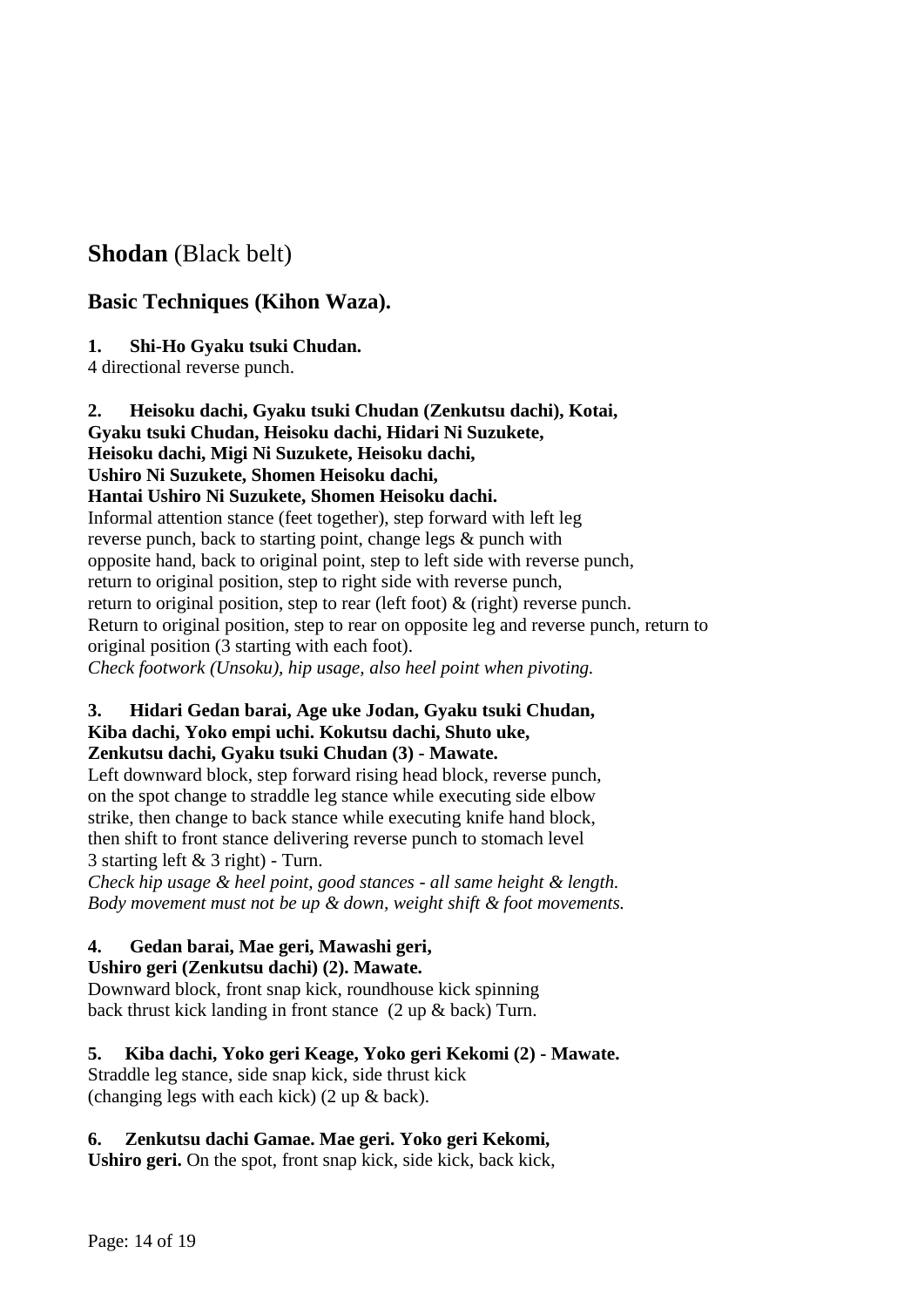## **Shodan** (Black belt)

### Basic Techniques (Kihon Waza).

**1. Shi-Ho Gyaku tsuki Chudan.**
4 directional reverse punch.

**2. Heisoku dachi, Gyaku tsuki Chudan (Zenkutsu dachi), Kotai, Gyaku tsuki Chudan, Heisoku dachi, Hidari Ni Suzukete, Heisoku dachi, Migi Ni Suzukete, Heisoku dachi, Ushiro Ni Suzukete, Shomen Heisoku dachi, Hantai Ushiro Ni Suzukete, Shomen Heisoku dachi.**
Informal attention stance (feet together), step forward with left leg reverse punch, back to starting point, change legs & punch with opposite hand, back to original point, step to left side with reverse punch, return to original position, step to right side with reverse punch, return to original position, step to rear (left foot) & (right) reverse punch. Return to original position, step to rear on opposite leg and reverse punch, return to original position (3 starting with each foot).
*Check footwork (Unsoku), hip usage, also heel point when pivoting.*

**3. Hidari Gedan barai, Age uke Jodan, Gyaku tsuki Chudan, Kiba dachi, Yoko empi uchi. Kokutsu dachi, Shuto uke, Zenkutsu dachi, Gyaku tsuki Chudan (3) - Mawate.**
Left downward block, step forward rising head block, reverse punch, on the spot change to straddle leg stance while executing side elbow strike, then change to back stance while executing knife hand block, then shift to front stance delivering reverse punch to stomach level 3 starting left & 3 right) - Turn.
*Check hip usage & heel point, good stances - all same height & length. Body movement must not be up & down, weight shift & foot movements.*

**4. Gedan barai, Mae geri, Mawashi geri, Ushiro geri (Zenkutsu dachi) (2). Mawate.**
Downward block, front snap kick, roundhouse kick spinning back thrust kick landing in front stance (2 up & back) Turn.

**5. Kiba dachi, Yoko geri Keage, Yoko geri Kekomi (2) - Mawate.**
Straddle leg stance, side snap kick, side thrust kick (changing legs with each kick) (2 up & back).

**6. Zenkutsu dachi Gamae. Mae geri. Yoko geri Kekomi, Ushiro geri.** On the spot, front snap kick, side kick, back kick,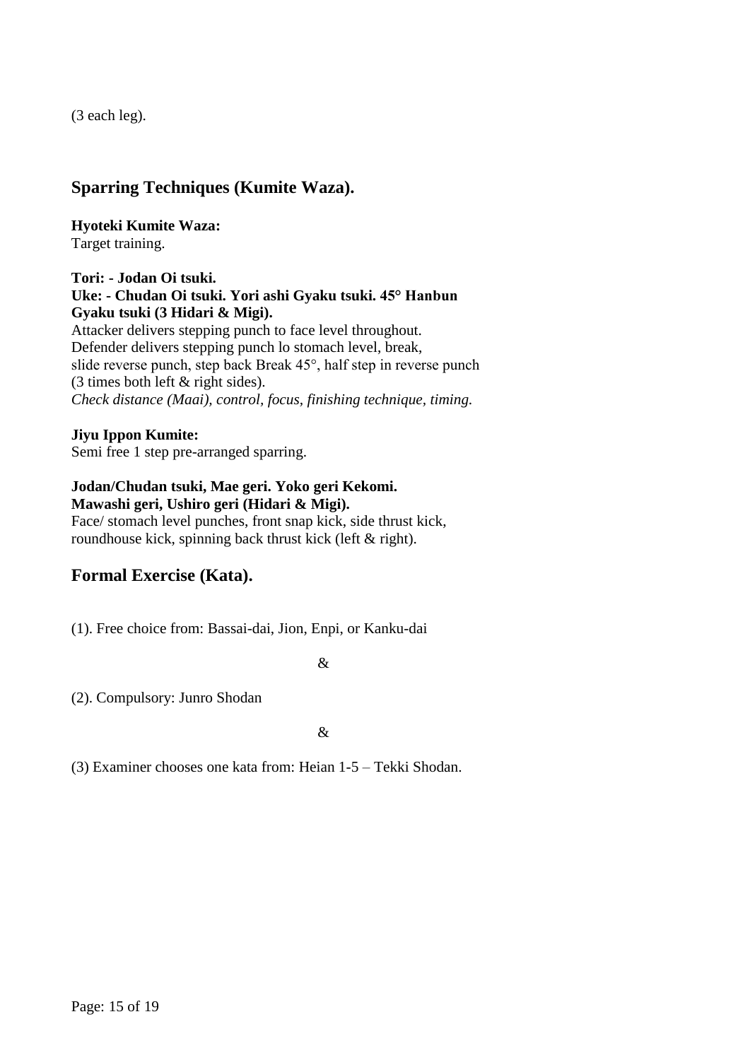(3 each leg).

## Sparring Techniques (Kumite Waza).

**Hyoteki Kumite Waza:**
Target training.

**Tori: - Jodan Oi tsuki.**
**Uke: - Chudan Oi tsuki. Yori ashi Gyaku tsuki. 45° Hanbun Gyaku tsuki (3 Hidari & Migi).**
Attacker delivers stepping punch to face level throughout.
Defender delivers stepping punch lo stomach level, break, slide reverse punch, step back Break 45°, half step in reverse punch (3 times both left & right sides).
*Check distance (Maai), control, focus, finishing technique, timing.*

**Jiyu Ippon Kumite:**
Semi free 1 step pre-arranged sparring.

**Jodan/Chudan tsuki, Mae geri. Yoko geri Kekomi. Mawashi geri, Ushiro geri (Hidari & Migi).**
Face/ stomach level punches, front snap kick, side thrust kick, roundhouse kick, spinning back thrust kick (left & right).

## Formal Exercise (Kata).

(1). Free choice from: Bassai-dai, Jion, Enpi, or Kanku-dai

&

(2). Compulsory: Junro Shodan

&

(3) Examiner chooses one kata from: Heian 1-5 – Tekki Shodan.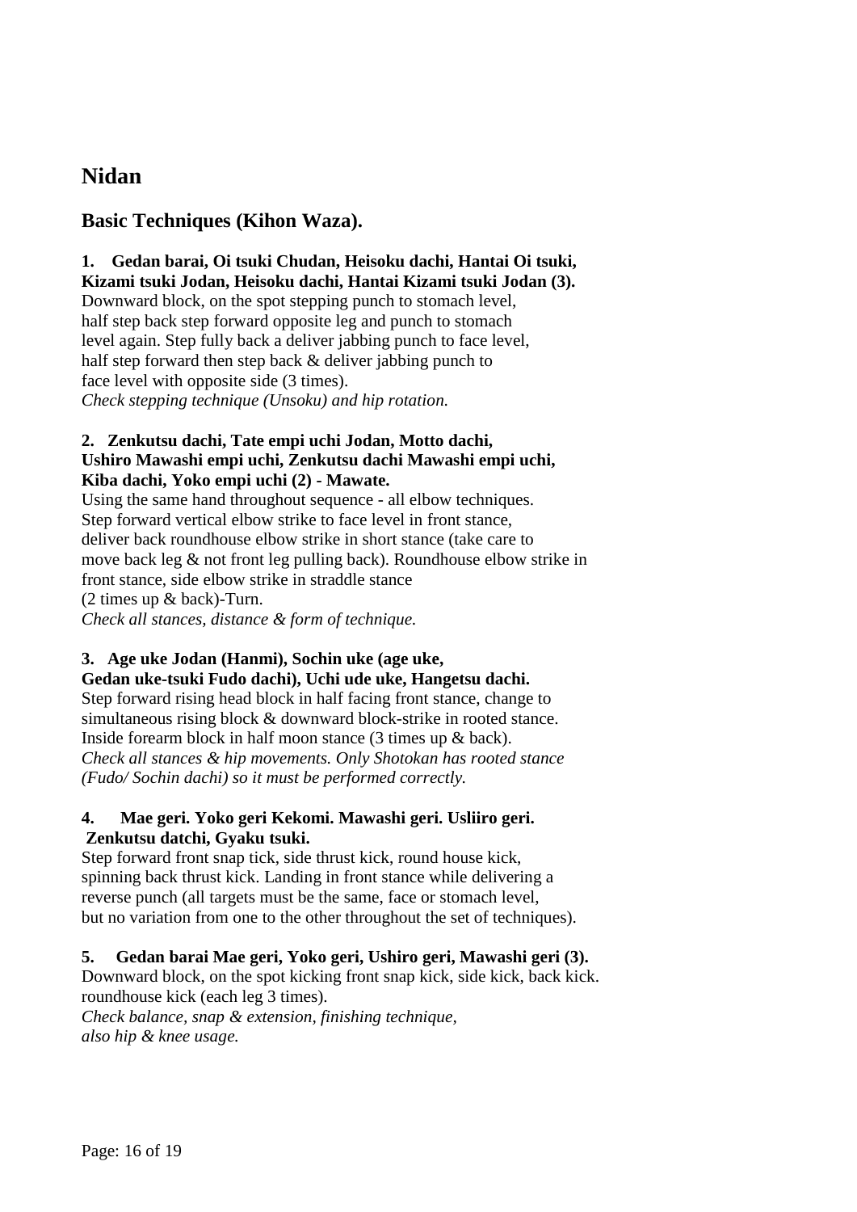## Nidan

### Basic Techniques (Kihon Waza).

**1. Gedan barai, Oi tsuki Chudan, Heisoku dachi, Hantai Oi tsuki, Kizami tsuki Jodan, Heisoku dachi, Hantai Kizami tsuki Jodan (3).**
Downward block, on the spot stepping punch to stomach level, half step back step forward opposite leg and punch to stomach level again. Step fully back a deliver jabbing punch to face level, half step forward then step back & deliver jabbing punch to face level with opposite side (3 times).
*Check stepping technique (Unsoku) and hip rotation.*

**2. Zenkutsu dachi, Tate empi uchi Jodan, Motto dachi, Ushiro Mawashi empi uchi, Zenkutsu dachi Mawashi empi uchi, Kiba dachi, Yoko empi uchi (2) - Mawate.**
Using the same hand throughout sequence - all elbow techniques. Step forward vertical elbow strike to face level in front stance, deliver back roundhouse elbow strike in short stance (take care to move back leg & not front leg pulling back). Roundhouse elbow strike in front stance, side elbow strike in straddle stance (2 times up & back)-Turn.
*Check all stances, distance & form of technique.*

**3. Age uke Jodan (Hanmi), Sochin uke (age uke, Gedan uke-tsuki Fudo dachi), Uchi ude uke, Hangetsu dachi.**
Step forward rising head block in half facing front stance, change to simultaneous rising block & downward block-strike in rooted stance. Inside forearm block in half moon stance (3 times up & back).
*Check all stances & hip movements. Only Shotokan has rooted stance (Fudo/ Sochin dachi) so it must be performed correctly.*

**4. Mae geri. Yoko geri Kekomi. Mawashi geri. Usliiro geri. Zenkutsu datchi, Gyaku tsuki.**
Step forward front snap tick, side thrust kick, round house kick, spinning back thrust kick. Landing in front stance while delivering a reverse punch (all targets must be the same, face or stomach level, but no variation from one to the other throughout the set of techniques).

**5. Gedan barai Mae geri, Yoko geri, Ushiro geri, Mawashi geri (3).**
Downward block, on the spot kicking front snap kick, side kick, back kick. roundhouse kick (each leg 3 times).
*Check balance, snap & extension, finishing technique, also hip & knee usage.*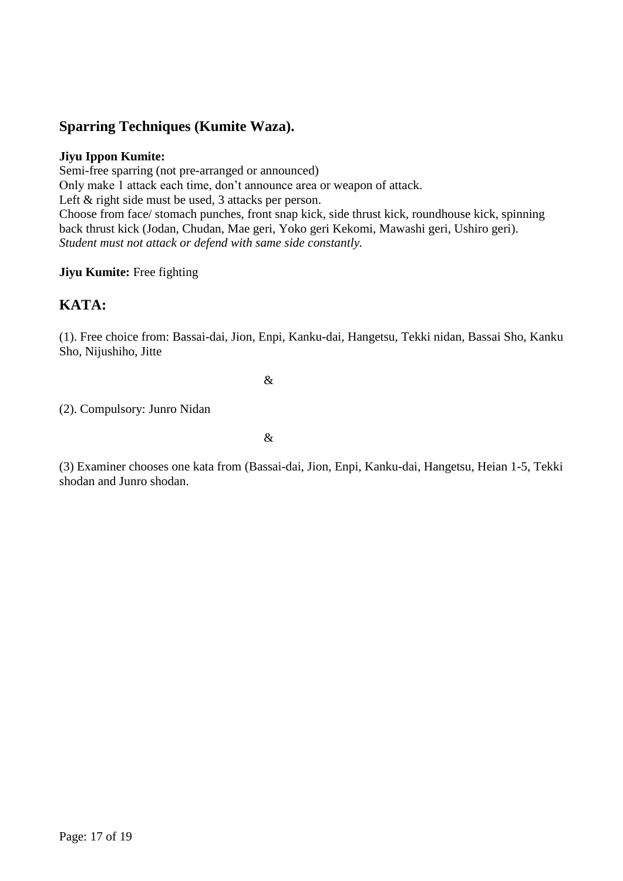## Sparring Techniques (Kumite Waza).

**Jiyu Ippon Kumite:**
Semi-free sparring (not pre-arranged or announced)
Only make 1 attack each time, don't announce area or weapon of attack.
Left & right side must be used, 3 attacks per person.
Choose from face/ stomach punches, front snap kick, side thrust kick, roundhouse kick, spinning back thrust kick (Jodan, Chudan, Mae geri, Yoko geri Kekomi, Mawashi geri, Ushiro geri).
*Student must not attack or defend with same side constantly.*

**Jiyu Kumite:** Free fighting

## KATA:

(1). Free choice from: Bassai-dai, Jion, Enpi, Kanku-dai, Hangetsu, Tekki nidan, Bassai Sho, Kanku Sho, Nijushiho, Jitte

&

(2). Compulsory: Junro Nidan

&

(3) Examiner chooses one kata from (Bassai-dai, Jion, Enpi, Kanku-dai, Hangetsu, Heian 1-5, Tekki shodan and Junro shodan.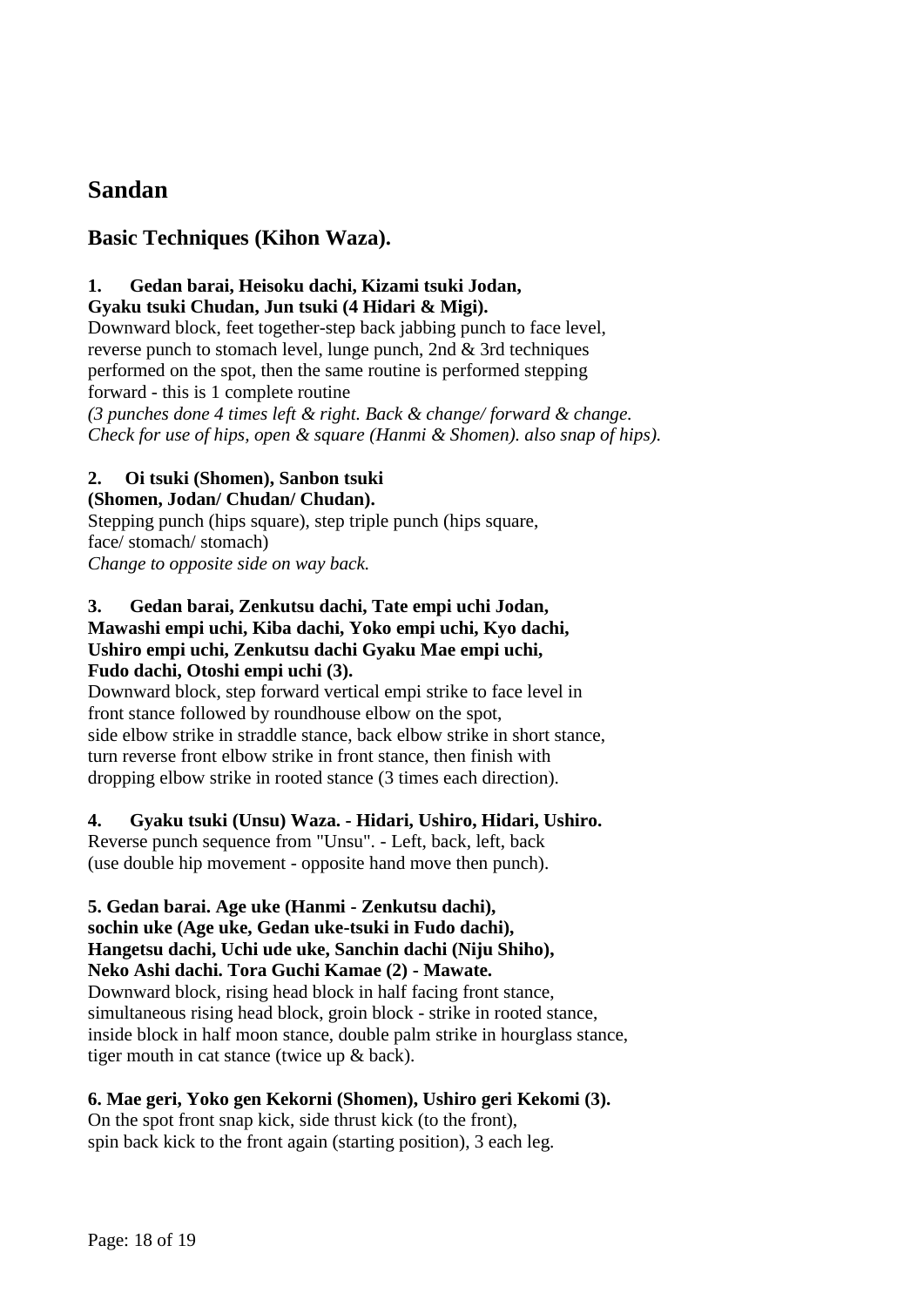# Sandan

## Basic Techniques (Kihon Waza).

**1. Gedan barai, Heisoku dachi, Kizami tsuki Jodan, Gyaku tsuki Chudan, Jun tsuki (4 Hidari & Migi).**
Downward block, feet together-step back jabbing punch to face level, reverse punch to stomach level, lunge punch, 2nd & 3rd techniques performed on the spot, then the same routine is performed stepping forward - this is 1 complete routine
*(3 punches done 4 times left & right. Back & change/ forward & change. Check for use of hips, open & square (Hanmi & Shomen). also snap of hips).*

**2. Oi tsuki (Shomen), Sanbon tsuki (Shomen, Jodan/ Chudan/ Chudan).**
Stepping punch (hips square), step triple punch (hips square, face/ stomach/ stomach)
*Change to opposite side on way back.*

**3. Gedan barai, Zenkutsu dachi, Tate empi uchi Jodan, Mawashi empi uchi, Kiba dachi, Yoko empi uchi, Kyo dachi, Ushiro empi uchi, Zenkutsu dachi Gyaku Mae empi uchi, Fudo dachi, Otoshi empi uchi (3).**
Downward block, step forward vertical empi strike to face level in front stance followed by roundhouse elbow on the spot, side elbow strike in straddle stance, back elbow strike in short stance, turn reverse front elbow strike in front stance, then finish with dropping elbow strike in rooted stance (3 times each direction).

**4. Gyaku tsuki (Unsu) Waza. - Hidari, Ushiro, Hidari, Ushiro.**
Reverse punch sequence from "Unsu". - Left, back, left, back (use double hip movement - opposite hand move then punch).

**5. Gedan barai. Age uke (Hanmi - Zenkutsu dachi), sochin uke (Age uke, Gedan uke-tsuki in Fudo dachi), Hangetsu dachi, Uchi ude uke, Sanchin dachi (Niju Shiho), Neko Ashi dachi. Tora Guchi Kamae (2) - Mawate.**
Downward block, rising head block in half facing front stance, simultaneous rising head block, groin block - strike in rooted stance, inside block in half moon stance, double palm strike in hourglass stance, tiger mouth in cat stance (twice up & back).

**6. Mae geri, Yoko gen Kekorni (Shomen), Ushiro geri Kekomi (3).**
On the spot front snap kick, side thrust kick (to the front), spin back kick to the front again (starting position), 3 each leg.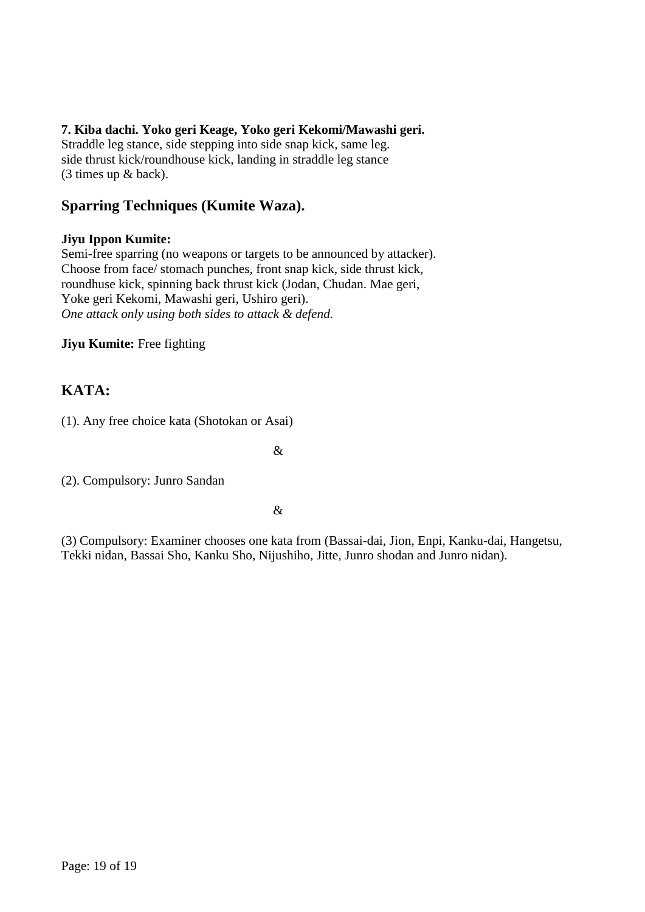**7. Kiba dachi. Yoko geri Keage, Yoko geri Kekomi/Mawashi geri.**
Straddle leg stance, side stepping into side snap kick, same leg.
side thrust kick/roundhouse kick, landing in straddle leg stance
(3 times up & back).

## Sparring Techniques (Kumite Waza).

**Jiyu Ippon Kumite:**
Semi-free sparring (no weapons or targets to be announced by attacker).
Choose from face/ stomach punches, front snap kick, side thrust kick,
roundhuse kick, spinning back thrust kick (Jodan, Chudan. Mae geri,
Yoke geri Kekomi, Mawashi geri, Ushiro geri).
*One attack only using both sides to attack & defend.*

**Jiyu Kumite:** Free fighting

## KATA:

(1). Any free choice kata (Shotokan or Asai)

&

(2). Compulsory: Junro Sandan

&

(3) Compulsory: Examiner chooses one kata from (Bassai-dai, Jion, Enpi, Kanku-dai, Hangetsu, Tekki nidan, Bassai Sho, Kanku Sho, Nijushiho, Jitte, Junro shodan and Junro nidan).